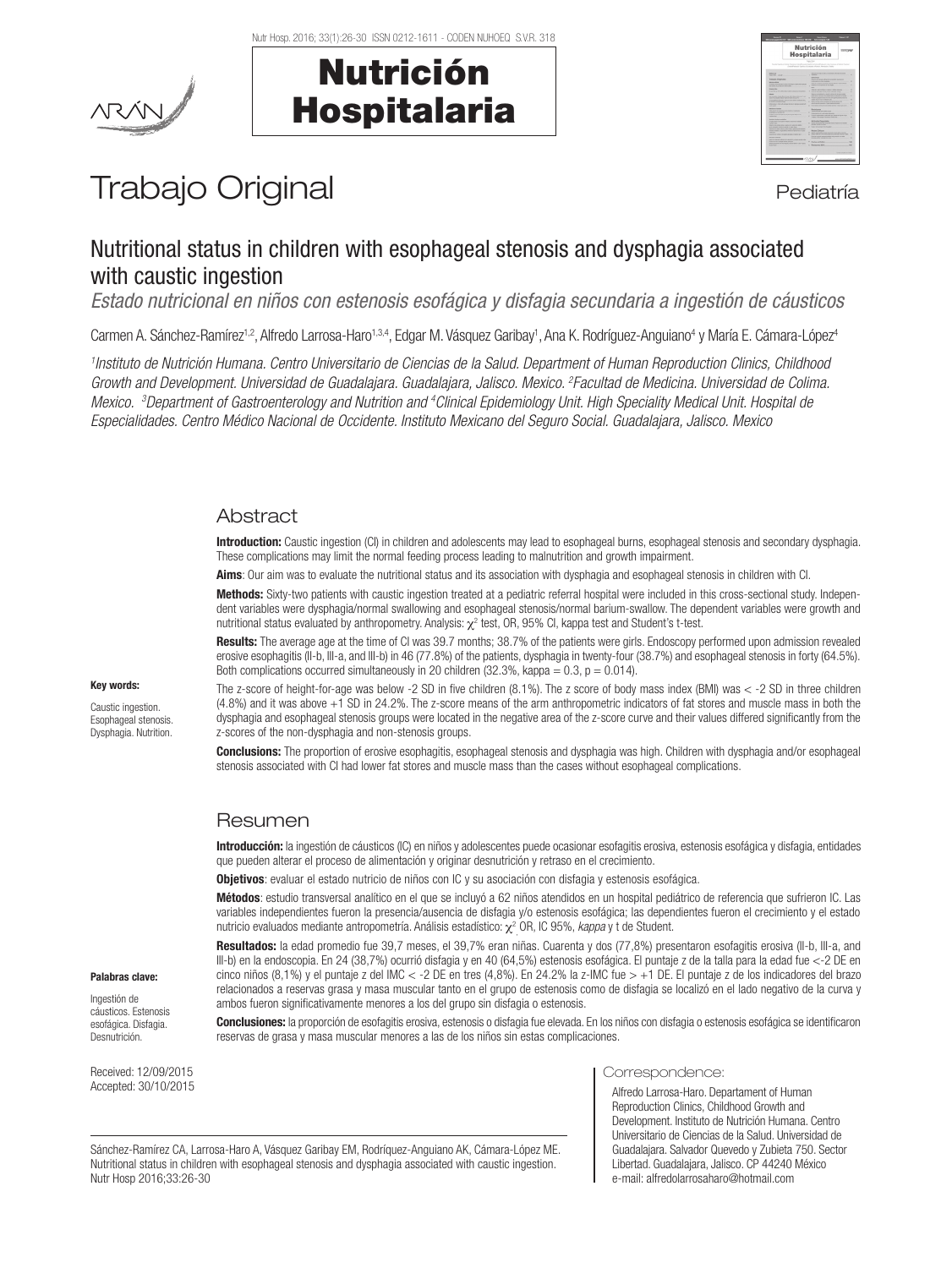# Trabajo Original

Pediatría

## Nutritional status in children with esophageal stenosis and dysphagia associated with caustic ingestion

*Estado nutricional en niños con estenosis esofágica y disfagia secundaria a ingestión de cáusticos*

Carmen A. Sánchez-Ramírez[1,2], Alfredo Larrosa-Haro[1,3,4], Edgar M. Vásquez Garibay[1], Ana K. Rodríguez-Anguiano[4] y María E. Cámara-López[4]

*[1]Instituto de Nutrición Humana. Centro Universitario de Ciencias de la Salud. Department of Human Reproduction Clinics, Childhood Growth and Development. Universidad de Guadalajara. Guadalajara, Jalisco. Mexico. [2]Facultad de Medicina. Universidad de Colima. Mexico. [3]Department of Gastroenterology and Nutrition and [4]Clinical Epidemiology Unit. High Speciality Medical Unit. Hospital de Especialidades. Centro Médico Nacional de Occidente. Instituto Mexicano del Seguro Social. Guadalajara, Jalisco. Mexico*

## Abstract

**Introduction:** Caustic ingestion (CI) in children and adolescents may lead to esophageal burns, esophageal stenosis and secondary dysphagia. These complications may limit the normal feeding process leading to malnutrition and growth impairment.

**Aims**: Our aim was to evaluate the nutritional status and its association with dysphagia and esophageal stenosis in children with CI.

**Methods:** Sixty-two patients with caustic ingestion treated at a pediatric referral hospital were included in this cross-sectional study. Independent variables were dysphagia/normal swallowing and esophageal stenosis/normal barium-swallow. The dependent variables were growth and nutritional status evaluated by anthropometry. Analysis: $\chi^2$ test, OR, 95% CI, kappa test and Student's t-test.

**Results:** The average age at the time of CI was 39.7 months; 38.7% of the patients were girls. Endoscopy performed upon admission revealed erosive esophagitis (II-b, III-a, and III-b) in 46 (77.8%) of the patients, dysphagia in twenty-four (38.7%) and esophageal stenosis in forty (64.5%). Both complications occurred simultaneously in 20 children (32.3%, kappa = 0.3, p = 0.014).

The z-score of height-for-age was below -2 SD in five children (8.1%). The z score of body mass index (BMI) was < -2 SD in three children (4.8%) and it was above +1 SD in 24.2%. The z-score means of the arm anthropometric indicators of fat stores and muscle mass in both the dysphagia and esophageal stenosis groups were located in the negative area of the z-score curve and their values differed significantly from the z-scores of the non-dysphagia and non-stenosis groups.

**Conclusions:** The proportion of erosive esophagitis, esophageal stenosis and dysphagia was high. Children with dysphagia and/or esophageal stenosis associated with CI had lower fat stores and muscle mass than the cases without esophageal complications.

**Key words:**

Caustic ingestion. Esophageal stenosis. Dysphagia. Nutrition.

## Resumen

**Introducción:** la ingestión de cáusticos (IC) en niños y adolescentes puede ocasionar esofagitis erosiva, estenosis esofágica y disfagia, entidades que pueden alterar el proceso de alimentación y originar desnutrición y retraso en el crecimiento.

**Objetivos**: evaluar el estado nutricio de niños con IC y su asociación con disfagia y estenosis esofágica.

**Métodos**: estudio transversal analítico en el que se incluyó a 62 niños atendidos en un hospital pediátrico de referencia que sufrieron IC. Las variables independientes fueron la presencia/ausencia de disfagia y/o estenosis esofágica; las dependientes fueron el crecimiento y el estado nutricio evaluados mediante antropometría. Análisis estadístico: $\chi^2$ OR, IC 95%, *kappa* y t de Student.

**Resultados:** la edad promedio fue 39,7 meses, el 39,7% eran niñas. Cuarenta y dos (77,8%) presentaron esofagitis erosiva (II-b, III-a, and III-b) en la endoscopia. En 24 (38,7%) ocurrió disfagia y en 40 (64,5%) estenosis esofágica. El puntaje z de la talla para la edad fue <-2 DE en cinco niños (8,1%) y el puntaje z del IMC < -2 DE en tres (4,8%). En 24.2% la z-IMC fue > +1 DE. El puntaje z de los indicadores del brazo relacionados a reservas grasa y masa muscular tanto en el grupo de estenosis como de disfagia se localizó en el lado negativo de la curva y ambos fueron significativamente menores a los del grupo sin disfagia o estenosis.

**Conclusiones:** la proporción de esofagitis erosiva, estenosis o disfagia fue elevada. En los niños con disfagia o estenosis esofágica se identificaron reservas de grasa y masa muscular menores a las de los niños sin estas complicaciones.

**Palabras clave:**

Ingestión de cáusticos. Estenosis esofágica. Disfagia. Desnutrición.

Received: 12/09/2015
Accepted: 30/10/2015

Sánchez-Ramírez CA, Larrosa-Haro A, Vásquez Garibay EM, Rodríquez-Anguiano AK, Cámara-López ME. Nutritional status in children with esophageal stenosis and dysphagia associated with caustic ingestion. Nutr Hosp 2016;33:26-30

Correspondence:

Alfredo Larrosa-Haro. Departament of Human Reproduction Clinics, Childhood Growth and Development. Instituto de Nutrición Humana. Centro Universitario de Ciencias de la Salud. Universidad de Guadalajara. Salvador Quevedo y Zubieta 750. Sector Libertad. Guadalajara, Jalisco. CP 44240 México
e-mail: alfredolarrosaharo@hotmail.com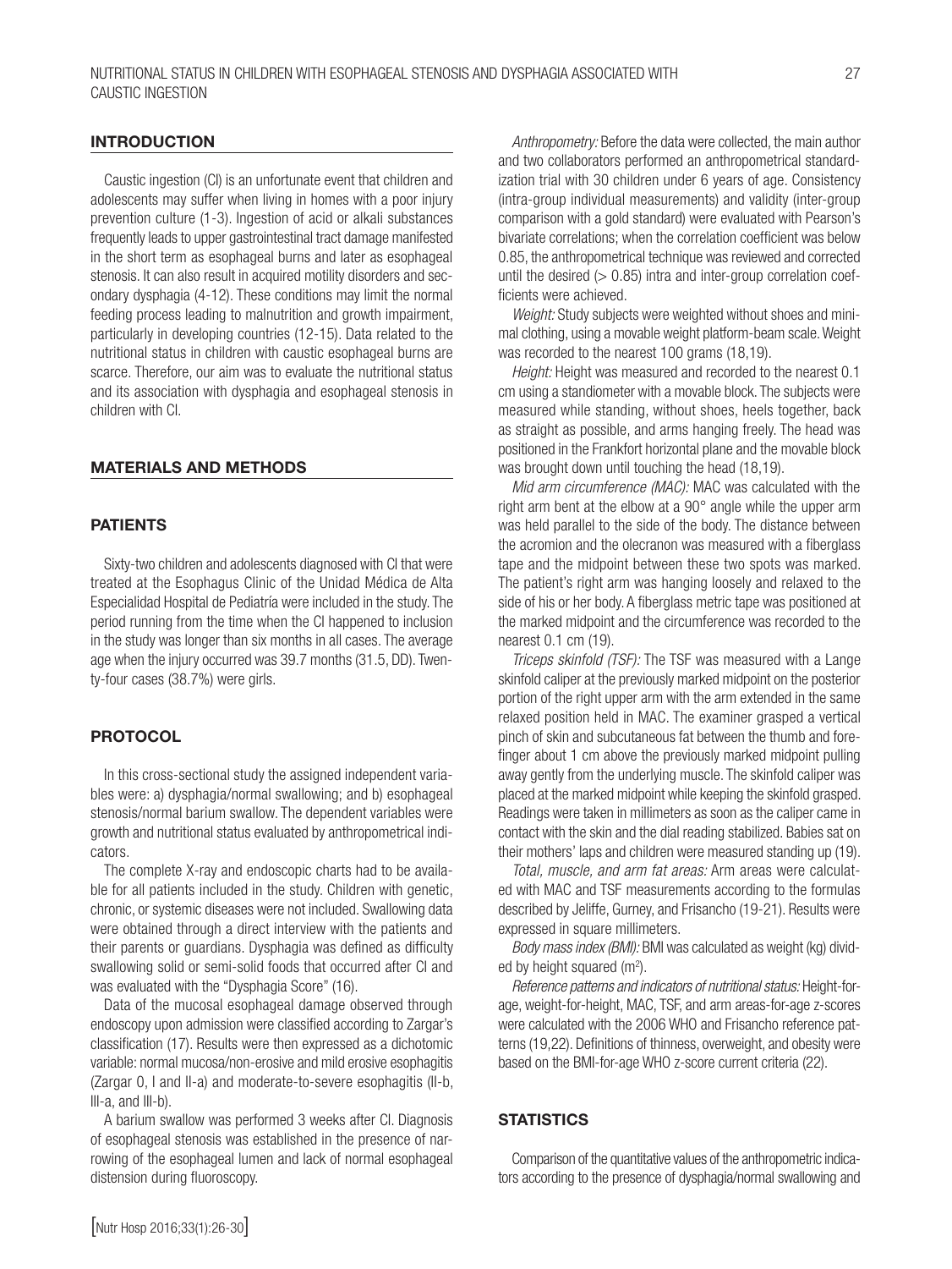## INTRODUCTION

Caustic ingestion (CI) is an unfortunate event that children and adolescents may suffer when living in homes with a poor injury prevention culture (1-3). Ingestion of acid or alkali substances frequently leads to upper gastrointestinal tract damage manifested in the short term as esophageal burns and later as esophageal stenosis. It can also result in acquired motility disorders and secondary dysphagia (4-12). These conditions may limit the normal feeding process leading to malnutrition and growth impairment, particularly in developing countries (12-15). Data related to the nutritional status in children with caustic esophageal burns are scarce. Therefore, our aim was to evaluate the nutritional status and its association with dysphagia and esophageal stenosis in children with CI.

## MATERIALS AND METHODS

### PATIENTS

Sixty-two children and adolescents diagnosed with CI that were treated at the Esophagus Clinic of the Unidad Médica de Alta Especialidad Hospital de Pediatría were included in the study. The period running from the time when the CI happened to inclusion in the study was longer than six months in all cases. The average age when the injury occurred was 39.7 months (31.5, DD). Twenty-four cases (38.7%) were girls.

### PROTOCOL

In this cross-sectional study the assigned independent variables were: a) dysphagia/normal swallowing; and b) esophageal stenosis/normal barium swallow. The dependent variables were growth and nutritional status evaluated by anthropometrical indicators.

The complete X-ray and endoscopic charts had to be available for all patients included in the study. Children with genetic, chronic, or systemic diseases were not included. Swallowing data were obtained through a direct interview with the patients and their parents or guardians. Dysphagia was defined as difficulty swallowing solid or semi-solid foods that occurred after CI and was evaluated with the "Dysphagia Score" (16).

Data of the mucosal esophageal damage observed through endoscopy upon admission were classified according to Zargar's classification (17). Results were then expressed as a dichotomic variable: normal mucosa/non-erosive and mild erosive esophagitis (Zargar 0, I and II-a) and moderate-to-severe esophagitis (II-b, III-a, and III-b).

A barium swallow was performed 3 weeks after CI. Diagnosis of esophageal stenosis was established in the presence of narrowing of the esophageal lumen and lack of normal esophageal distension during fluoroscopy.

*Anthropometry:* Before the data were collected, the main author and two collaborators performed an anthropometrical standardization trial with 30 children under 6 years of age. Consistency (intra-group individual measurements) and validity (inter-group comparison with a gold standard) were evaluated with Pearson's bivariate correlations; when the correlation coefficient was below 0.85, the anthropometrical technique was reviewed and corrected until the desired (> 0.85) intra and inter-group correlation coefficients were achieved.

*Weight:* Study subjects were weighted without shoes and minimal clothing, using a movable weight platform-beam scale. Weight was recorded to the nearest 100 grams (18,19).

*Height:* Height was measured and recorded to the nearest 0.1 cm using a standiometer with a movable block. The subjects were measured while standing, without shoes, heels together, back as straight as possible, and arms hanging freely. The head was positioned in the Frankfort horizontal plane and the movable block was brought down until touching the head (18,19).

*Mid arm circumference (MAC):* MAC was calculated with the right arm bent at the elbow at a 90° angle while the upper arm was held parallel to the side of the body. The distance between the acromion and the olecranon was measured with a fiberglass tape and the midpoint between these two spots was marked. The patient's right arm was hanging loosely and relaxed to the side of his or her body. A fiberglass metric tape was positioned at the marked midpoint and the circumference was recorded to the nearest 0.1 cm (19).

*Triceps skinfold (TSF):* The TSF was measured with a Lange skinfold caliper at the previously marked midpoint on the posterior portion of the right upper arm with the arm extended in the same relaxed position held in MAC. The examiner grasped a vertical pinch of skin and subcutaneous fat between the thumb and forefinger about 1 cm above the previously marked midpoint pulling away gently from the underlying muscle. The skinfold caliper was placed at the marked midpoint while keeping the skinfold grasped. Readings were taken in millimeters as soon as the caliper came in contact with the skin and the dial reading stabilized. Babies sat on their mothers' laps and children were measured standing up (19).

*Total, muscle, and arm fat areas:* Arm areas were calculated with MAC and TSF measurements according to the formulas described by Jeliffe, Gurney, and Frisancho (19-21). Results were expressed in square millimeters.

*Body mass index (BMI):* BMI was calculated as weight (kg) divided by height squared ($m^2$).

*Reference patterns and indicators of nutritional status:* Height-for-age, weight-for-height, MAC, TSF, and arm areas-for-age z-scores were calculated with the 2006 WHO and Frisancho reference patterns (19,22). Definitions of thinness, overweight, and obesity were based on the BMI-for-age WHO z-score current criteria (22).

### STATISTICS

Comparison of the quantitative values of the anthropometric indicators according to the presence of dysphagia/normal swallowing and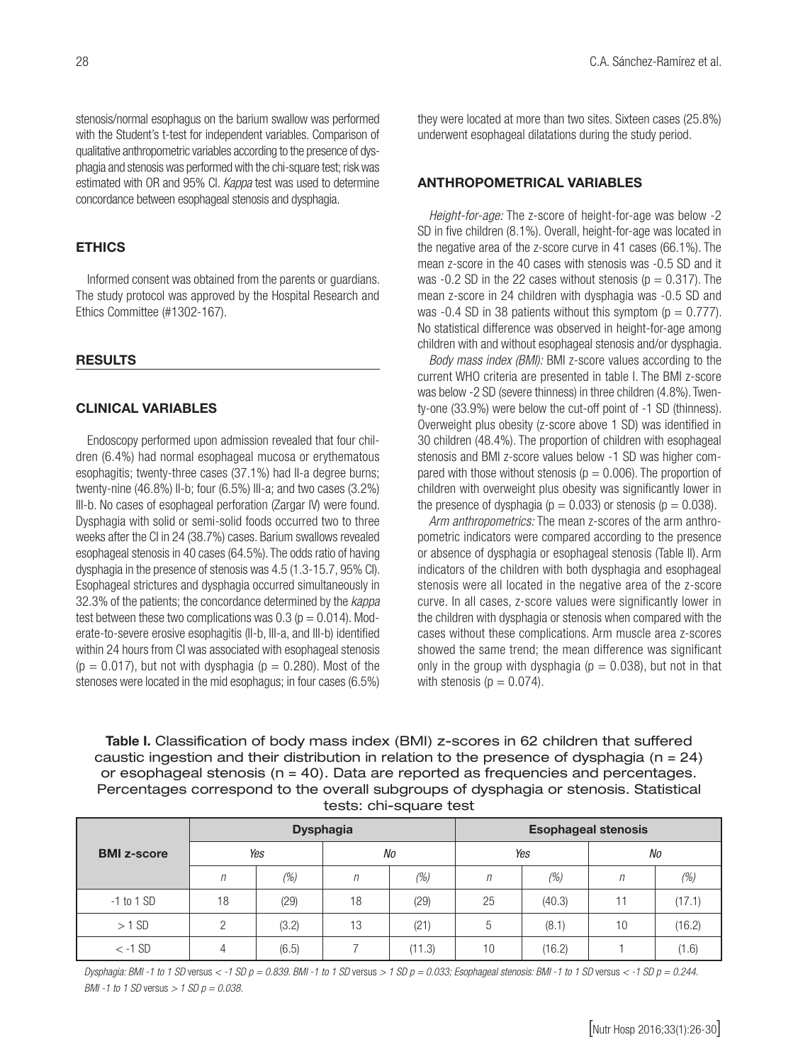stenosis/normal esophagus on the barium swallow was performed with the Student's t-test for independent variables. Comparison of qualitative anthropometric variables according to the presence of dysphagia and stenosis was performed with the chi-square test; risk was estimated with OR and 95% CI. *Kappa* test was used to determine concordance between esophageal stenosis and dysphagia.

## ETHICS

Informed consent was obtained from the parents or guardians. The study protocol was approved by the Hospital Research and Ethics Committee (#1302-167).

## RESULTS

### CLINICAL VARIABLES

Endoscopy performed upon admission revealed that four children (6.4%) had normal esophageal mucosa or erythematous esophagitis; twenty-three cases (37.1%) had II-a degree burns; twenty-nine (46.8%) II-b; four (6.5%) III-a; and two cases (3.2%) III-b. No cases of esophageal perforation (Zargar IV) were found. Dysphagia with solid or semi-solid foods occurred two to three weeks after the CI in 24 (38.7%) cases. Barium swallows revealed esophageal stenosis in 40 cases (64.5%). The odds ratio of having dysphagia in the presence of stenosis was 4.5 (1.3-15.7, 95% CI). Esophageal strictures and dysphagia occurred simultaneously in 32.3% of the patients; the concordance determined by the *kappa* test between these two complications was 0.3 ($p = 0.014$). Moderate-to-severe erosive esophagitis (II-b, III-a, and III-b) identified within 24 hours from CI was associated with esophageal stenosis ($p = 0.017$), but not with dysphagia ($p = 0.280$). Most of the stenoses were located in the mid esophagus; in four cases (6.5%) they were located at more than two sites. Sixteen cases (25.8%) underwent esophageal dilatations during the study period.

### ANTHROPOMETRICAL VARIABLES

*Height-for-age:* The z-score of height-for-age was below -2 SD in five children (8.1%). Overall, height-for-age was located in the negative area of the z-score curve in 41 cases (66.1%). The mean z-score in the 40 cases with stenosis was -0.5 SD and it was -0.2 SD in the 22 cases without stenosis ($p = 0.317$). The mean z-score in 24 children with dysphagia was -0.5 SD and was -0.4 SD in 38 patients without this symptom ($p = 0.777$). No statistical difference was observed in height-for-age among children with and without esophageal stenosis and/or dysphagia.

*Body mass index (BMI):* BMI z-score values according to the current WHO criteria are presented in table I. The BMI z-score was below -2 SD (severe thinness) in three children (4.8%). Twenty-one (33.9%) were below the cut-off point of -1 SD (thinness). Overweight plus obesity (z-score above 1 SD) was identified in 30 children (48.4%). The proportion of children with esophageal stenosis and BMI z-score values below -1 SD was higher compared with those without stenosis ($p = 0.006$). The proportion of children with overweight plus obesity was significantly lower in the presence of dysphagia ($p = 0.033$) or stenosis ($p = 0.038$).

*Arm anthropometrics:* The mean z-scores of the arm anthropometric indicators were compared according to the presence or absence of dysphagia or esophageal stenosis (Table II). Arm indicators of the children with both dysphagia and esophageal stenosis were all located in the negative area of the z-score curve. In all cases, z-score values were significantly lower in the children with dysphagia or stenosis when compared with the cases without these complications. Arm muscle area z-scores showed the same trend; the mean difference was significant only in the group with dysphagia ($p = 0.038$), but not in that with stenosis ($p = 0.074$).

**Table I.** Classification of body mass index (BMI) z-scores in 62 children that suffered caustic ingestion and their distribution in relation to the presence of dysphagia ($n = 24$) or esophageal stenosis ($n = 40$). Data are reported as frequencies and percentages. Percentages correspond to the overall subgroups of dysphagia or stenosis. Statistical tests: chi-square test

| BMI z-score | Dysphagia | | | | Esophageal stenosis | | | |
|---|---|---|---|---|---|---|---|---|
| | *Yes* | | *No* | | *Yes* | | *No* | |
| | *n* | *(%)* | *n* | *(%)* | *n* | *(%)* | *n* | *(%)* |
| -1 to 1 SD | 18 | (29) | 18 | (29) | 25 | (40.3) | 11 | (17.1) |
| > 1 SD | 2 | (3.2) | 13 | (21) | 5 | (8.1) | 10 | (16.2) |
| < -1 SD | 4 | (6.5) | 7 | (11.3) | 10 | (16.2) | 1 | (1.6) |

*Dysphagia: BMI -1 to 1 SD* versus *< -1 SD p = 0.839. BMI -1 to 1 SD* versus *> 1 SD p = 0.033; Esophageal stenosis: BMI -1 to 1 SD* versus *< -1 SD p = 0.244. BMI -1 to 1 SD* versus *> 1 SD p = 0.038.*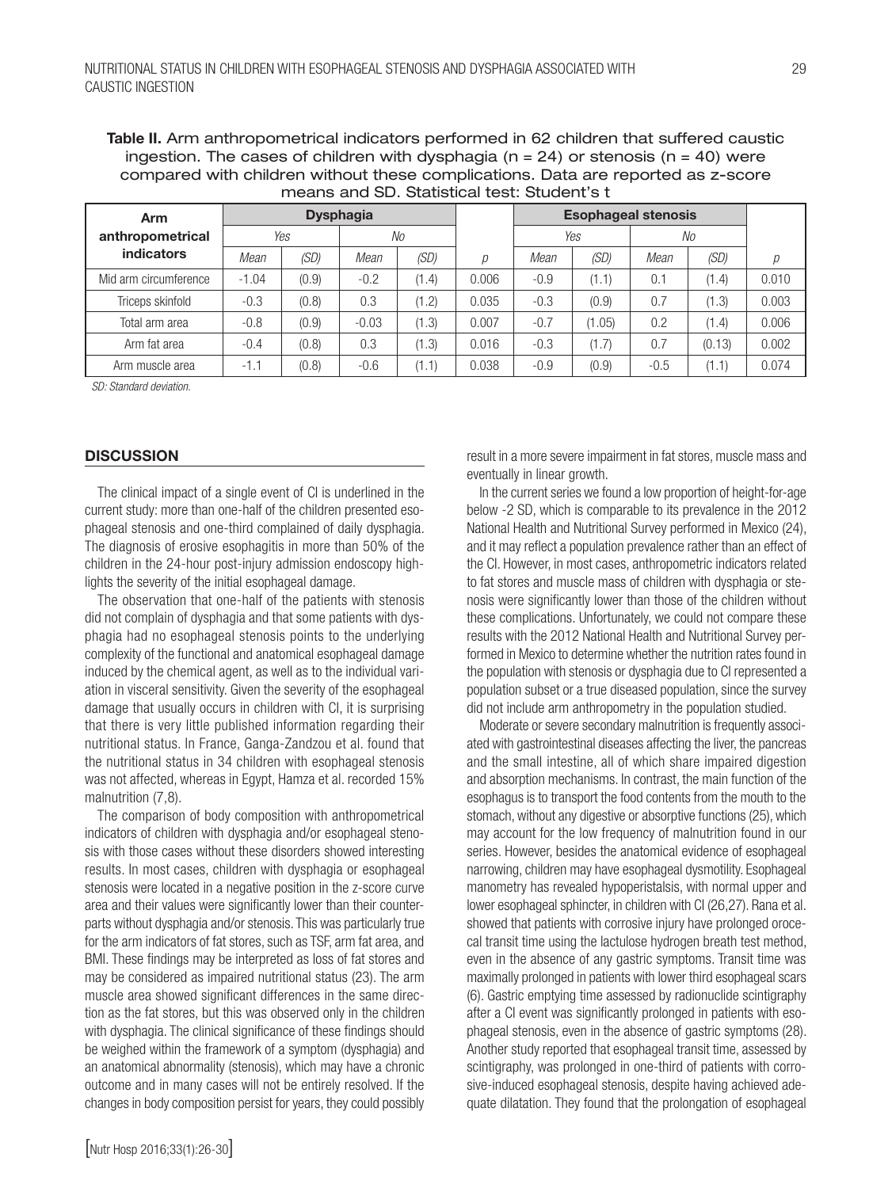**Table II.** Arm anthropometrical indicators performed in 62 children that suffered caustic ingestion. The cases of children with dysphagia (n = 24) or stenosis (n = 40) were compared with children without these complications. Data are reported as z-score means and SD. Statistical test: Student's t

| Arm anthropometrical indicators | Dysphagia | | | | | Esophageal stenosis | | | | |
|---|---|---|---|---|---|---|---|---|---|---|
| | *Yes* | | *No* | | | *Yes* | | *No* | | |
| | *Mean* | *(SD)* | *Mean* | *(SD)* | *p* | *Mean* | *(SD)* | *Mean* | *(SD)* | *p* |
| Mid arm circumference | -1.04 | (0.9) | -0.2 | (1.4) | 0.006 | -0.9 | (1.1) | 0.1 | (1.4) | 0.010 |
| Triceps skinfold | -0.3 | (0.8) | 0.3 | (1.2) | 0.035 | -0.3 | (0.9) | 0.7 | (1.3) | 0.003 |
| Total arm area | -0.8 | (0.9) | -0.03 | (1.3) | 0.007 | -0.7 | (1.05) | 0.2 | (1.4) | 0.006 |
| Arm fat area | -0.4 | (0.8) | 0.3 | (1.3) | 0.016 | -0.3 | (1.7) | 0.7 | (0.13) | 0.002 |
| Arm muscle area | -1.1 | (0.8) | -0.6 | (1.1) | 0.038 | -0.9 | (0.9) | -0.5 | (1.1) | 0.074 |

*SD: Standard deviation.*

## DISCUSSION

The clinical impact of a single event of CI is underlined in the current study: more than one-half of the children presented esophageal stenosis and one-third complained of daily dysphagia. The diagnosis of erosive esophagitis in more than 50% of the children in the 24-hour post-injury admission endoscopy highlights the severity of the initial esophageal damage.

The observation that one-half of the patients with stenosis did not complain of dysphagia and that some patients with dysphagia had no esophageal stenosis points to the underlying complexity of the functional and anatomical esophageal damage induced by the chemical agent, as well as to the individual variation in visceral sensitivity. Given the severity of the esophageal damage that usually occurs in children with CI, it is surprising that there is very little published information regarding their nutritional status. In France, Ganga-Zandzou et al. found that the nutritional status in 34 children with esophageal stenosis was not affected, whereas in Egypt, Hamza et al. recorded 15% malnutrition (7,8).

The comparison of body composition with anthropometrical indicators of children with dysphagia and/or esophageal stenosis with those cases without these disorders showed interesting results. In most cases, children with dysphagia or esophageal stenosis were located in a negative position in the z-score curve area and their values were significantly lower than their counterparts without dysphagia and/or stenosis. This was particularly true for the arm indicators of fat stores, such as TSF, arm fat area, and BMI. These findings may be interpreted as loss of fat stores and may be considered as impaired nutritional status (23). The arm muscle area showed significant differences in the same direction as the fat stores, but this was observed only in the children with dysphagia. The clinical significance of these findings should be weighed within the framework of a symptom (dysphagia) and an anatomical abnormality (stenosis), which may have a chronic outcome and in many cases will not be entirely resolved. If the changes in body composition persist for years, they could possibly result in a more severe impairment in fat stores, muscle mass and eventually in linear growth.

In the current series we found a low proportion of height-for-age below -2 SD, which is comparable to its prevalence in the 2012 National Health and Nutritional Survey performed in Mexico (24), and it may reflect a population prevalence rather than an effect of the CI. However, in most cases, anthropometric indicators related to fat stores and muscle mass of children with dysphagia or stenosis were significantly lower than those of the children without these complications. Unfortunately, we could not compare these results with the 2012 National Health and Nutritional Survey performed in Mexico to determine whether the nutrition rates found in the population with stenosis or dysphagia due to CI represented a population subset or a true diseased population, since the survey did not include arm anthropometry in the population studied.

Moderate or severe secondary malnutrition is frequently associated with gastrointestinal diseases affecting the liver, the pancreas and the small intestine, all of which share impaired digestion and absorption mechanisms. In contrast, the main function of the esophagus is to transport the food contents from the mouth to the stomach, without any digestive or absorptive functions (25), which may account for the low frequency of malnutrition found in our series. However, besides the anatomical evidence of esophageal narrowing, children may have esophageal dysmotility. Esophageal manometry has revealed hypoperistalsis, with normal upper and lower esophageal sphincter, in children with CI (26,27). Rana et al. showed that patients with corrosive injury have prolonged orocecal transit time using the lactulose hydrogen breath test method, even in the absence of any gastric symptoms. Transit time was maximally prolonged in patients with lower third esophageal scars (6). Gastric emptying time assessed by radionuclide scintigraphy after a CI event was significantly prolonged in patients with esophageal stenosis, even in the absence of gastric symptoms (28). Another study reported that esophageal transit time, assessed by scintigraphy, was prolonged in one-third of patients with corrosive-induced esophageal stenosis, despite having achieved adequate dilatation. They found that the prolongation of esophageal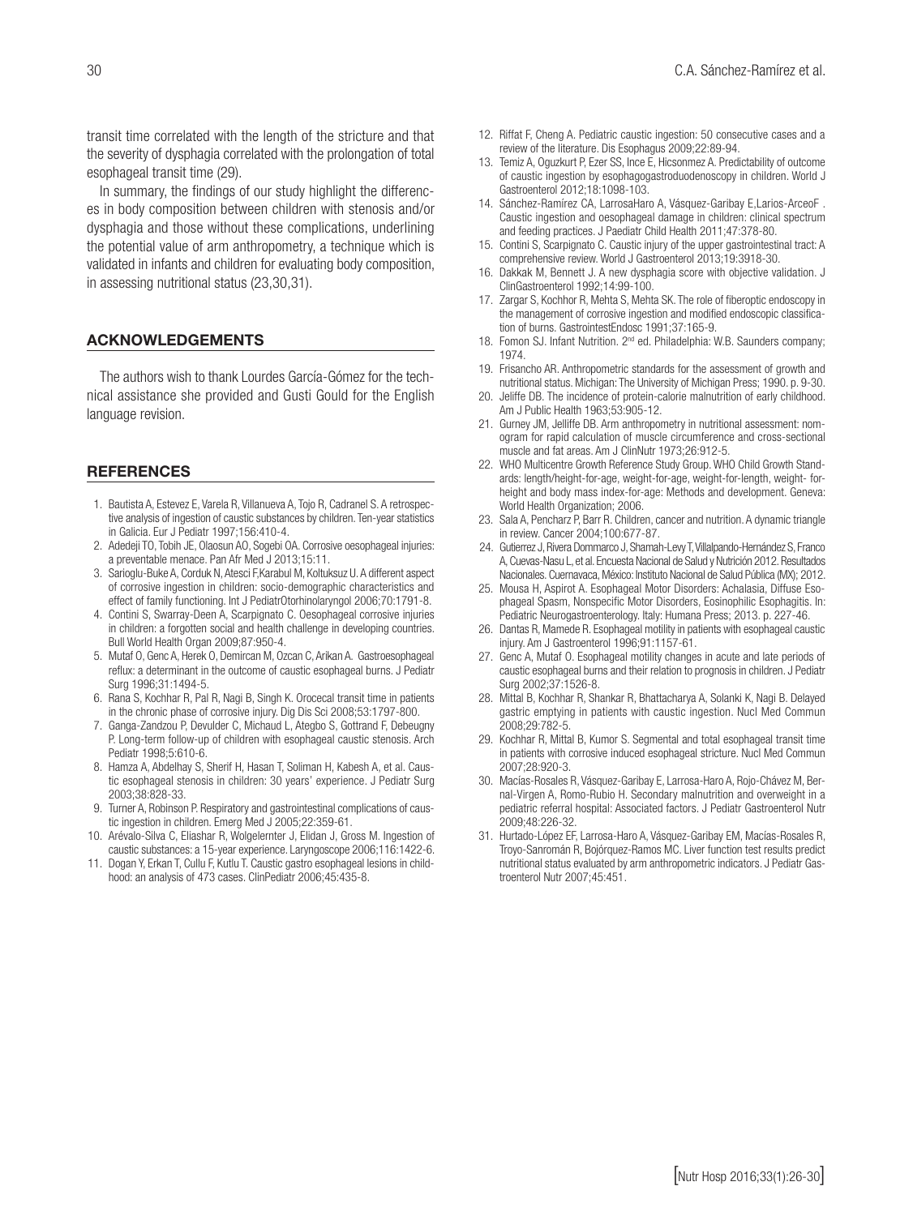transit time correlated with the length of the stricture and that the severity of dysphagia correlated with the prolongation of total esophageal transit time (29).

In summary, the findings of our study highlight the differences in body composition between children with stenosis and/or dysphagia and those without these complications, underlining the potential value of arm anthropometry, a technique which is validated in infants and children for evaluating body composition, in assessing nutritional status (23,30,31).

## ACKNOWLEDGEMENTS

The authors wish to thank Lourdes García-Gómez for the technical assistance she provided and Gusti Gould for the English language revision.

## REFERENCES

1. Bautista A, Estevez E, Varela R, Villanueva A, Tojo R, Cadranel S. A retrospective analysis of ingestion of caustic substances by children. Ten-year statistics in Galicia. Eur J Pediatr 1997;156:410-4.
2. Adedeji TO, Tobih JE, Olaosun AO, Sogebi OA. Corrosive oesophageal injuries: a preventable menace. Pan Afr Med J 2013;15:11.
3. Sarioglu-Buke A, Corduk N, Atesci F,Karabul M, Koltuksuz U. A different aspect of corrosive ingestion in children: socio-demographic characteristics and effect of family functioning. Int J PediatrOtorhinolaryngol 2006;70:1791-8.
4. Contini S, Swarray-Deen A, Scarpignato C. Oesophageal corrosive injuries in children: a forgotten social and health challenge in developing countries. Bull World Health Organ 2009;87:950-4.
5. Mutaf O, Genc A, Herek O, Demircan M, Ozcan C, Arikan A. Gastroesophageal reflux: a determinant in the outcome of caustic esophageal burns. J Pediatr Surg 1996;31:1494-5.
6. Rana S, Kochhar R, Pal R, Nagi B, Singh K. Orocecal transit time in patients in the chronic phase of corrosive injury. Dig Dis Sci 2008;53:1797-800.
7. Ganga-Zandzou P, Devulder C, Michaud L, Ategbo S, Gottrand F, Debeugny P. Long-term follow-up of children with esophageal caustic stenosis. Arch Pediatr 1998;5:610-6.
8. Hamza A, Abdelhay S, Sherif H, Hasan T, Soliman H, Kabesh A, et al. Caustic esophageal stenosis in children: 30 years' experience. J Pediatr Surg 2003;38:828-33.
9. Turner A, Robinson P. Respiratory and gastrointestinal complications of caustic ingestion in children. Emerg Med J 2005;22:359-61.
10. Arévalo-Silva C, Eliashar R, Wolgelernter J, Elidan J, Gross M. Ingestion of caustic substances: a 15-year experience. Laryngoscope 2006;116:1422-6.
11. Dogan Y, Erkan T, Cullu F, Kutlu T. Caustic gastro esophageal lesions in childhood: an analysis of 473 cases. ClinPediatr 2006;45:435-8.
12. Riffat F, Cheng A. Pediatric caustic ingestion: 50 consecutive cases and a review of the literature. Dis Esophagus 2009;22:89-94.
13. Temiz A, Oguzkurt P, Ezer SS, Ince E, Hicsonmez A. Predictability of outcome of caustic ingestion by esophagogastroduodenoscopy in children. World J Gastroenterol 2012;18:1098-103.
14. Sánchez-Ramírez CA, LarrosaHaro A, Vásquez-Garibay E,Larios-ArceoF . Caustic ingestion and oesophageal damage in children: clinical spectrum and feeding practices. J Paediatr Child Health 2011;47:378-80.
15. Contini S, Scarpignato C. Caustic injury of the upper gastrointestinal tract: A comprehensive review. World J Gastroenterol 2013;19:3918-30.
16. Dakkak M, Bennett J. A new dysphagia score with objective validation. J ClinGastroenterol 1992;14:99-100.
17. Zargar S, Kochhor R, Mehta S, Mehta SK. The role of fiberoptic endoscopy in the management of corrosive ingestion and modified endoscopic classification of burns. GastrointestEndosc 1991;37:165-9.
18. Fomon SJ. Infant Nutrition. 2nd ed. Philadelphia: W.B. Saunders company; 1974.
19. Frisancho AR. Anthropometric standards for the assessment of growth and nutritional status. Michigan: The University of Michigan Press; 1990. p. 9-30.
20. Jeliffe DB. The incidence of protein-calorie malnutrition of early childhood. Am J Public Health 1963;53:905-12.
21. Gurney JM, Jelliffe DB. Arm anthropometry in nutritional assessment: nomogram for rapid calculation of muscle circumference and cross-sectional muscle and fat areas. Am J ClinNutr 1973;26:912-5.
22. WHO Multicentre Growth Reference Study Group. WHO Child Growth Standards: length/height-for-age, weight-for-age, weight-for-length, weight- forheight and body mass index-for-age: Methods and development. Geneva: World Health Organization; 2006.
23. Sala A, Pencharz P, Barr R. Children, cancer and nutrition. A dynamic triangle in review. Cancer 2004;100:677-87.
24. Gutierrez J, Rivera Dommarco J, Shamah-Levy T, Villalpando-Hernández S, Franco A, Cuevas-Nasu L, et al. Encuesta Nacional de Salud y Nutrición 2012. Resultados Nacionales. Cuernavaca, México: Instituto Nacional de Salud Pública (MX); 2012.
25. Mousa H, Aspirot A. Esophageal Motor Disorders: Achalasia, Diffuse Esophageal Spasm, Nonspecific Motor Disorders, Eosinophilic Esophagitis. In: Pediatric Neurogastroenterology. Italy: Humana Press; 2013. p. 227-46.
26. Dantas R, Mamede R. Esophageal motility in patients with esophageal caustic injury. Am J Gastroenterol 1996;91:1157-61.
27. Genc A, Mutaf O. Esophageal motility changes in acute and late periods of caustic esophageal burns and their relation to prognosis in children. J Pediatr Surg 2002;37:1526-8.
28. Mittal B, Kochhar R, Shankar R, Bhattacharya A, Solanki K, Nagi B. Delayed gastric emptying in patients with caustic ingestion. Nucl Med Commun 2008;29:782-5.
29. Kochhar R, Mittal B, Kumor S. Segmental and total esophageal transit time in patients with corrosive induced esophageal stricture. Nucl Med Commun 2007;28:920-3.
30. Macías-Rosales R, Vásquez-Garibay E, Larrosa-Haro A, Rojo-Chávez M, Bernal-Virgen A, Romo-Rubio H. Secondary malnutrition and overweight in a pediatric referral hospital: Associated factors. J Pediatr Gastroenterol Nutr 2009;48:226-32.
31. Hurtado-López EF, Larrosa-Haro A, Vásquez-Garibay EM, Macías-Rosales R, Troyo-Sanromán R, Bojórquez-Ramos MC. Liver function test results predict nutritional status evaluated by arm anthropometric indicators. J Pediatr Gastroenterol Nutr 2007;45:451.